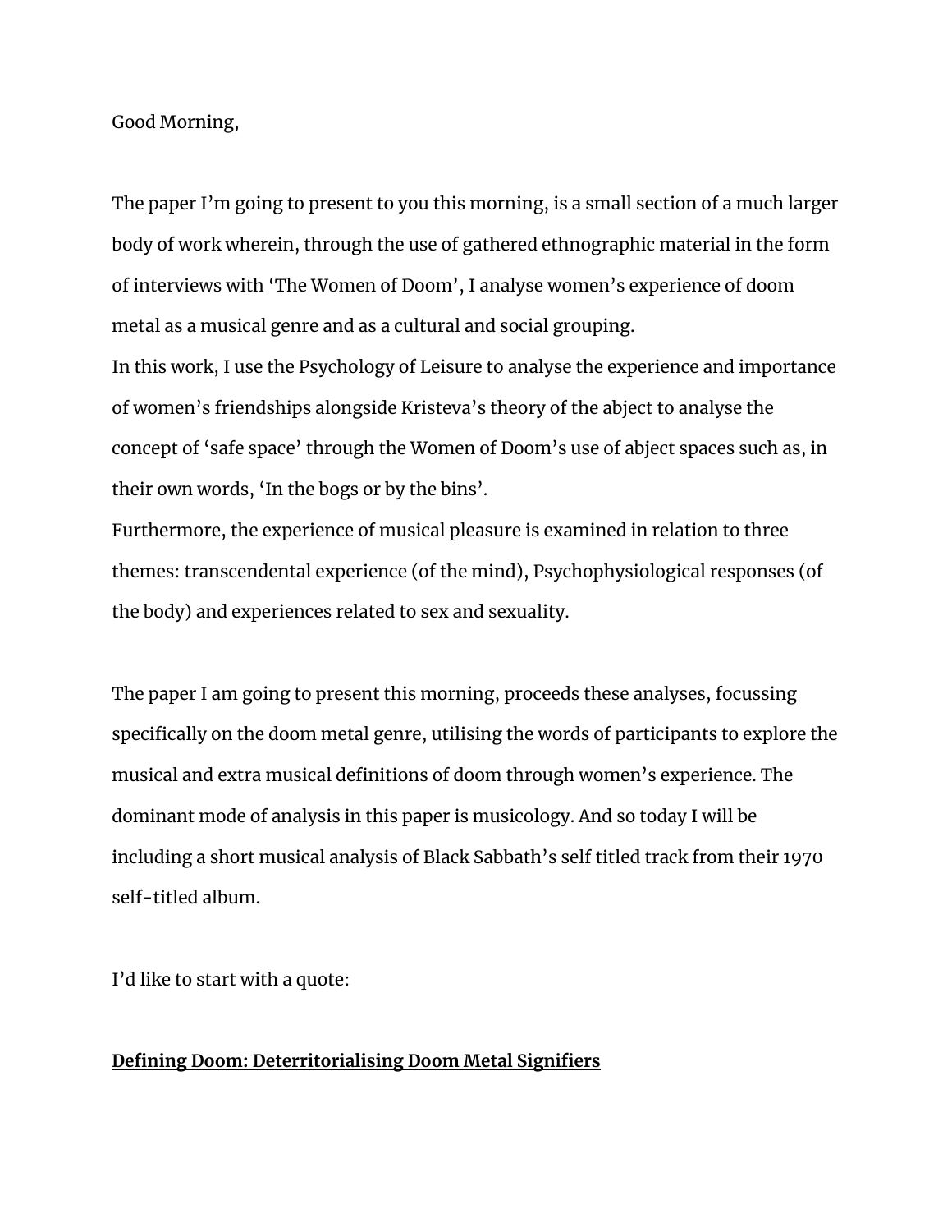Good Morning,

The paper I'm going to present to you this morning, is a small section of a much larger body of work wherein, through the use of gathered ethnographic material in the form of interviews with 'The Women of Doom', I analyse women's experience of doom metal as a musical genre and as a cultural and social grouping.
In this work, I use the Psychology of Leisure to analyse the experience and importance of women's friendships alongside Kristeva's theory of the abject to analyse the concept of 'safe space' through the Women of Doom's use of abject spaces such as, in their own words, 'In the bogs or by the bins'.
Furthermore, the experience of musical pleasure is examined in relation to three themes: transcendental experience (of the mind), Psychophysiological responses (of the body) and experiences related to sex and sexuality.

The paper I am going to present this morning, proceeds these analyses, focussing specifically on the doom metal genre, utilising the words of participants to explore the musical and extra musical definitions of doom through women's experience. The dominant mode of analysis in this paper is musicology. And so today I will be including a short musical analysis of Black Sabbath's self titled track from their 1970 self-titled album.

I'd like to start with a quote:

**<u>Defining Doom: Deterritorialising Doom Metal Signifiers</u>**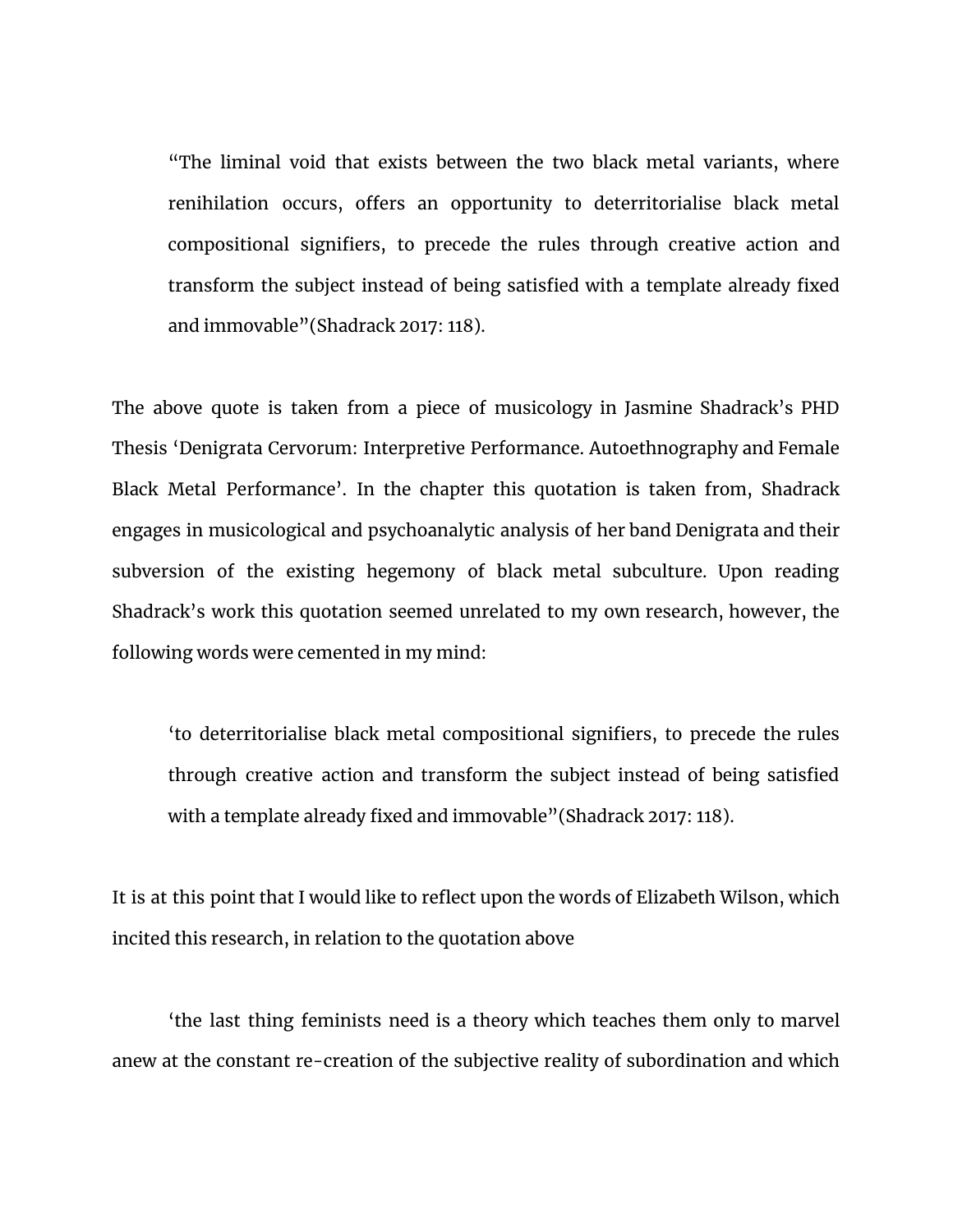> “The liminal void that exists between the two black metal variants, where renihilation occurs, offers an opportunity to deterritorialise black metal compositional signifiers, to precede the rules through creative action and transform the subject instead of being satisfied with a template already fixed and immovable”(Shadrack 2017: 118).

The above quote is taken from a piece of musicology in Jasmine Shadrack’s PHD Thesis ‘Denigrata Cervorum: Interpretive Performance. Autoethnography and Female Black Metal Performance’. In the chapter this quotation is taken from, Shadrack engages in musicological and psychoanalytic analysis of her band Denigrata and their subversion of the existing hegemony of black metal subculture. Upon reading Shadrack’s work this quotation seemed unrelated to my own research, however, the following words were cemented in my mind:

> ‘to deterritorialise black metal compositional signifiers, to precede the rules through creative action and transform the subject instead of being satisfied with a template already fixed and immovable”(Shadrack 2017: 118).

It is at this point that I would like to reflect upon the words of Elizabeth Wilson, which incited this research, in relation to the quotation above

‘the last thing feminists need is a theory which teaches them only to marvel anew at the constant re-creation of the subjective reality of subordination and which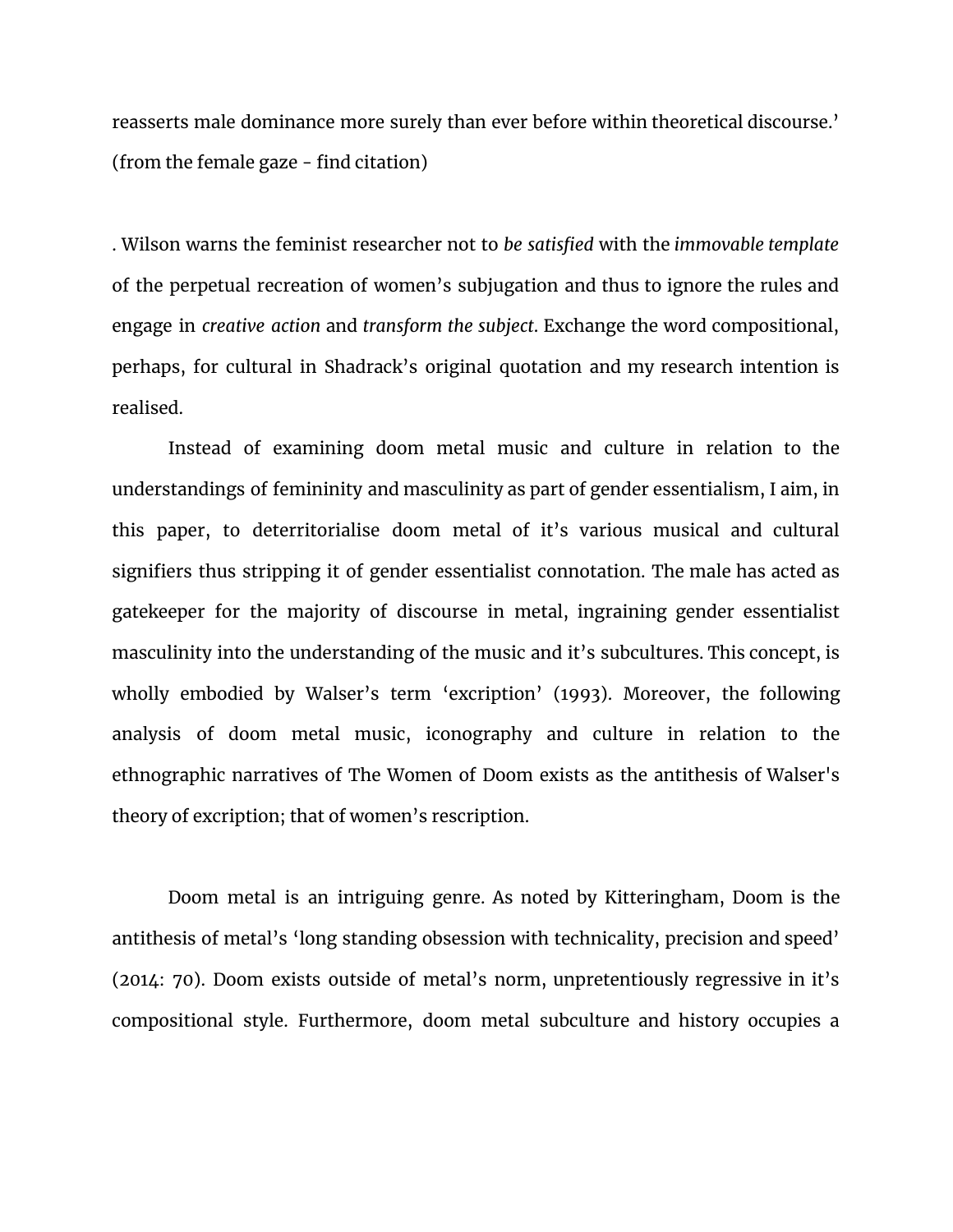reasserts male dominance more surely than ever before within theoretical discourse.' (from the female gaze - find citation)

. Wilson warns the feminist researcher not to *be satisfied* with the *immovable template* of the perpetual recreation of women's subjugation and thus to ignore the rules and engage in *creative action* and *transform the subject*. Exchange the word compositional, perhaps, for cultural in Shadrack's original quotation and my research intention is realised.

Instead of examining doom metal music and culture in relation to the understandings of femininity and masculinity as part of gender essentialism, I aim, in this paper, to deterritorialise doom metal of it's various musical and cultural signifiers thus stripping it of gender essentialist connotation. The male has acted as gatekeeper for the majority of discourse in metal, ingraining gender essentialist masculinity into the understanding of the music and it's subcultures. This concept, is wholly embodied by Walser's term 'excription' (1993). Moreover, the following analysis of doom metal music, iconography and culture in relation to the ethnographic narratives of The Women of Doom exists as the antithesis of Walser's theory of excription; that of women's rescription.

Doom metal is an intriguing genre. As noted by Kitteringham, Doom is the antithesis of metal's 'long standing obsession with technicality, precision and speed' (2014: 70). Doom exists outside of metal's norm, unpretentiously regressive in it's compositional style. Furthermore, doom metal subculture and history occupies a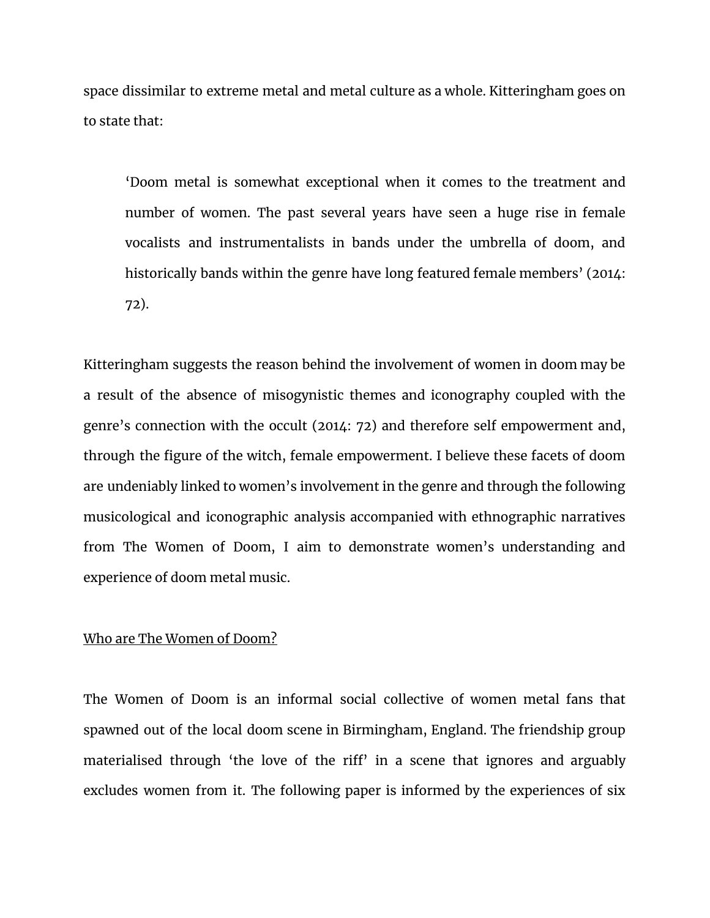space dissimilar to extreme metal and metal culture as a whole. Kitteringham goes on to state that:

> 'Doom metal is somewhat exceptional when it comes to the treatment and number of women. The past several years have seen a huge rise in female vocalists and instrumentalists in bands under the umbrella of doom, and historically bands within the genre have long featured female members' (2014: 72).

Kitteringham suggests the reason behind the involvement of women in doom may be a result of the absence of misogynistic themes and iconography coupled with the genre's connection with the occult (2014: 72) and therefore self empowerment and, through the figure of the witch, female empowerment. I believe these facets of doom are undeniably linked to women's involvement in the genre and through the following musicological and iconographic analysis accompanied with ethnographic narratives from The Women of Doom, I aim to demonstrate women's understanding and experience of doom metal music.

<u>Who are The Women of Doom?</u>

The Women of Doom is an informal social collective of women metal fans that spawned out of the local doom scene in Birmingham, England. The friendship group materialised through 'the love of the riff' in a scene that ignores and arguably excludes women from it. The following paper is informed by the experiences of six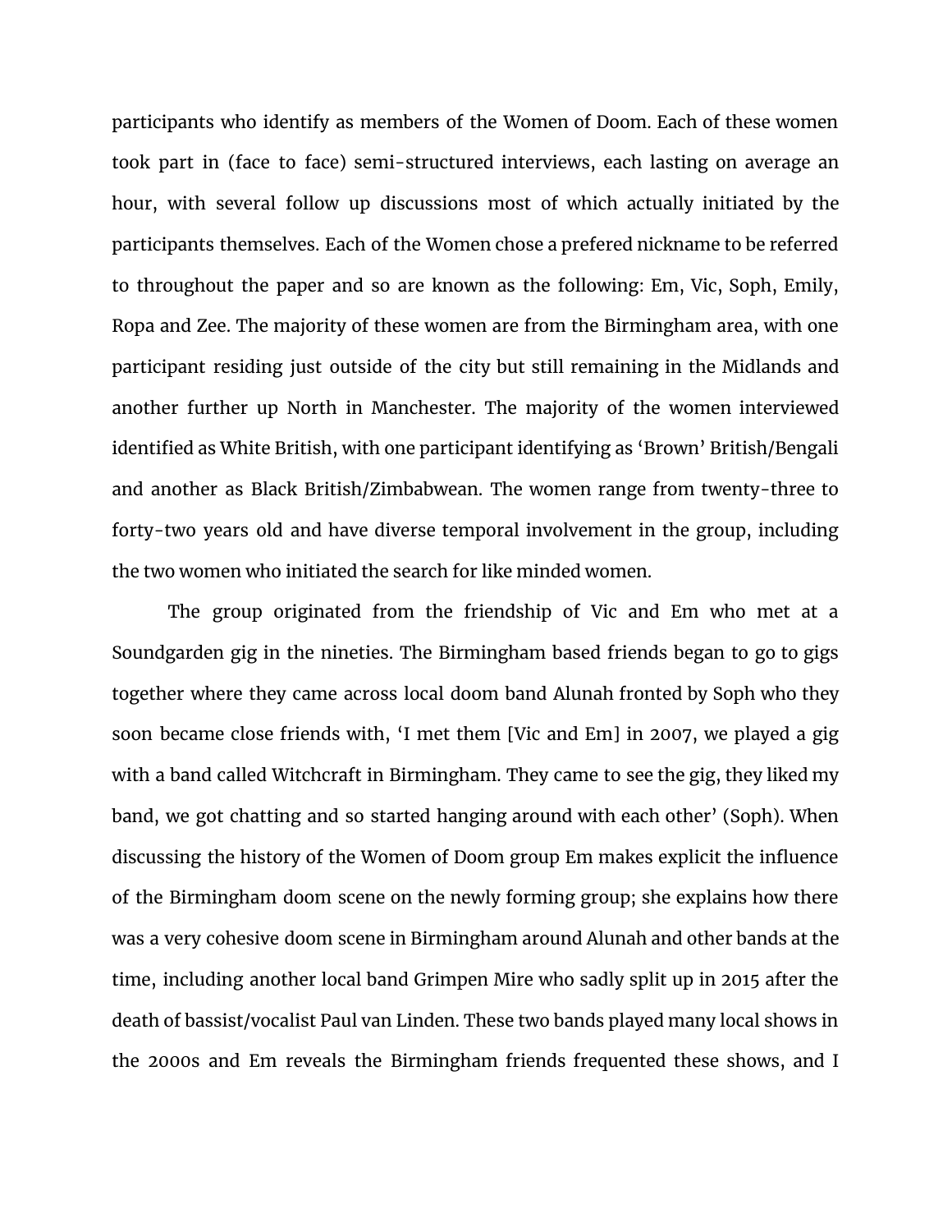participants who identify as members of the Women of Doom. Each of these women took part in (face to face) semi-structured interviews, each lasting on average an hour, with several follow up discussions most of which actually initiated by the participants themselves. Each of the Women chose a prefered nickname to be referred to throughout the paper and so are known as the following: Em, Vic, Soph, Emily, Ropa and Zee. The majority of these women are from the Birmingham area, with one participant residing just outside of the city but still remaining in the Midlands and another further up North in Manchester. The majority of the women interviewed identified as White British, with one participant identifying as 'Brown' British/Bengali and another as Black British/Zimbabwean. The women range from twenty-three to forty-two years old and have diverse temporal involvement in the group, including the two women who initiated the search for like minded women.

The group originated from the friendship of Vic and Em who met at a Soundgarden gig in the nineties. The Birmingham based friends began to go to gigs together where they came across local doom band Alunah fronted by Soph who they soon became close friends with, 'I met them [Vic and Em] in 2007, we played a gig with a band called Witchcraft in Birmingham. They came to see the gig, they liked my band, we got chatting and so started hanging around with each other' (Soph). When discussing the history of the Women of Doom group Em makes explicit the influence of the Birmingham doom scene on the newly forming group; she explains how there was a very cohesive doom scene in Birmingham around Alunah and other bands at the time, including another local band Grimpen Mire who sadly split up in 2015 after the death of bassist/vocalist Paul van Linden. These two bands played many local shows in the 2000s and Em reveals the Birmingham friends frequented these shows, and I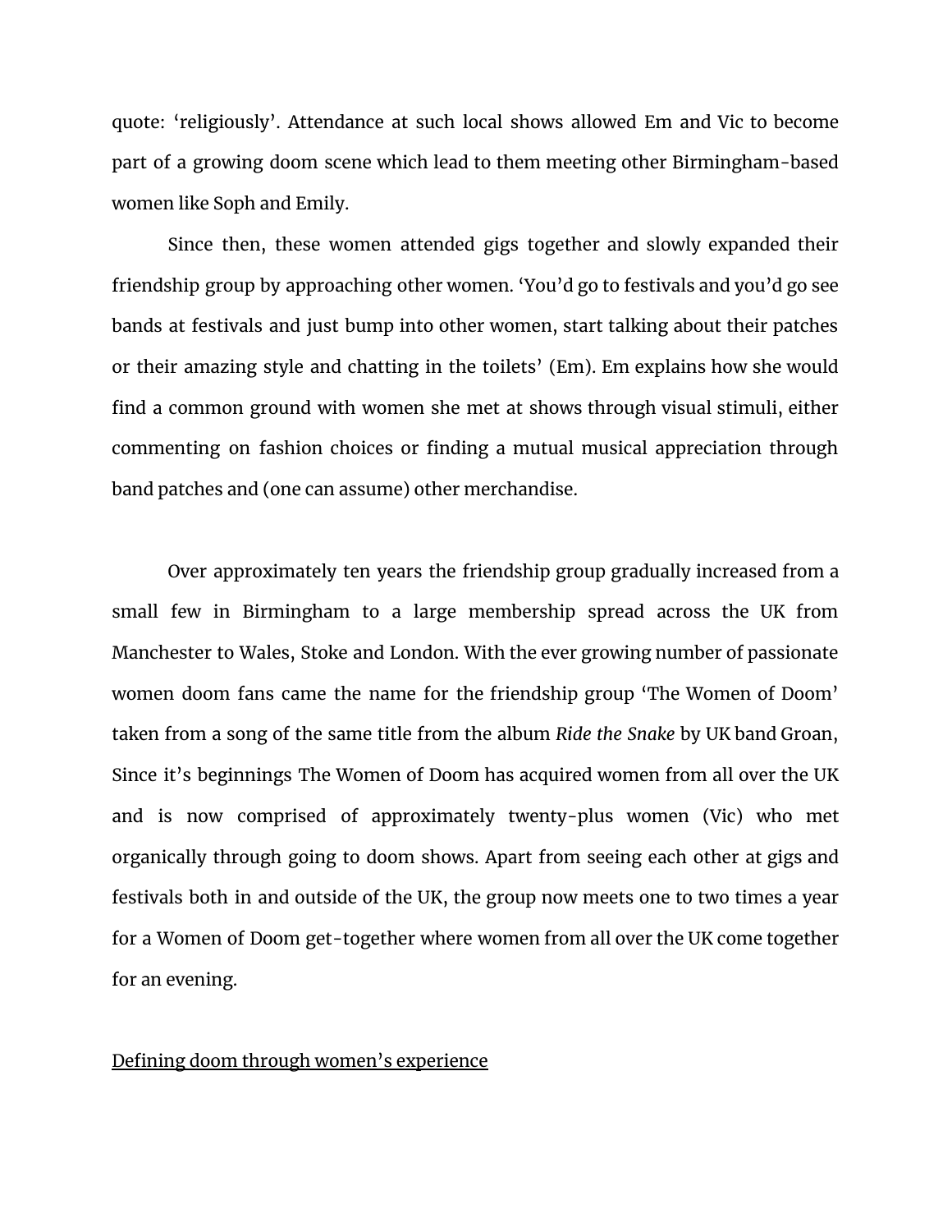quote: ‘religiously’. Attendance at such local shows allowed Em and Vic to become part of a growing doom scene which lead to them meeting other Birmingham-based women like Soph and Emily.

Since then, these women attended gigs together and slowly expanded their friendship group by approaching other women. ‘You’d go to festivals and you’d go see bands at festivals and just bump into other women, start talking about their patches or their amazing style and chatting in the toilets’ (Em). Em explains how she would find a common ground with women she met at shows through visual stimuli, either commenting on fashion choices or finding a mutual musical appreciation through band patches and (one can assume) other merchandise.

Over approximately ten years the friendship group gradually increased from a small few in Birmingham to a large membership spread across the UK from Manchester to Wales, Stoke and London. With the ever growing number of passionate women doom fans came the name for the friendship group ‘The Women of Doom’ taken from a song of the same title from the album *Ride the Snake* by UK band Groan, Since it’s beginnings The Women of Doom has acquired women from all over the UK and is now comprised of approximately twenty-plus women (Vic) who met organically through going to doom shows. Apart from seeing each other at gigs and festivals both in and outside of the UK, the group now meets one to two times a year for a Women of Doom get-together where women from all over the UK come together for an evening.

## Defining doom through women’s experience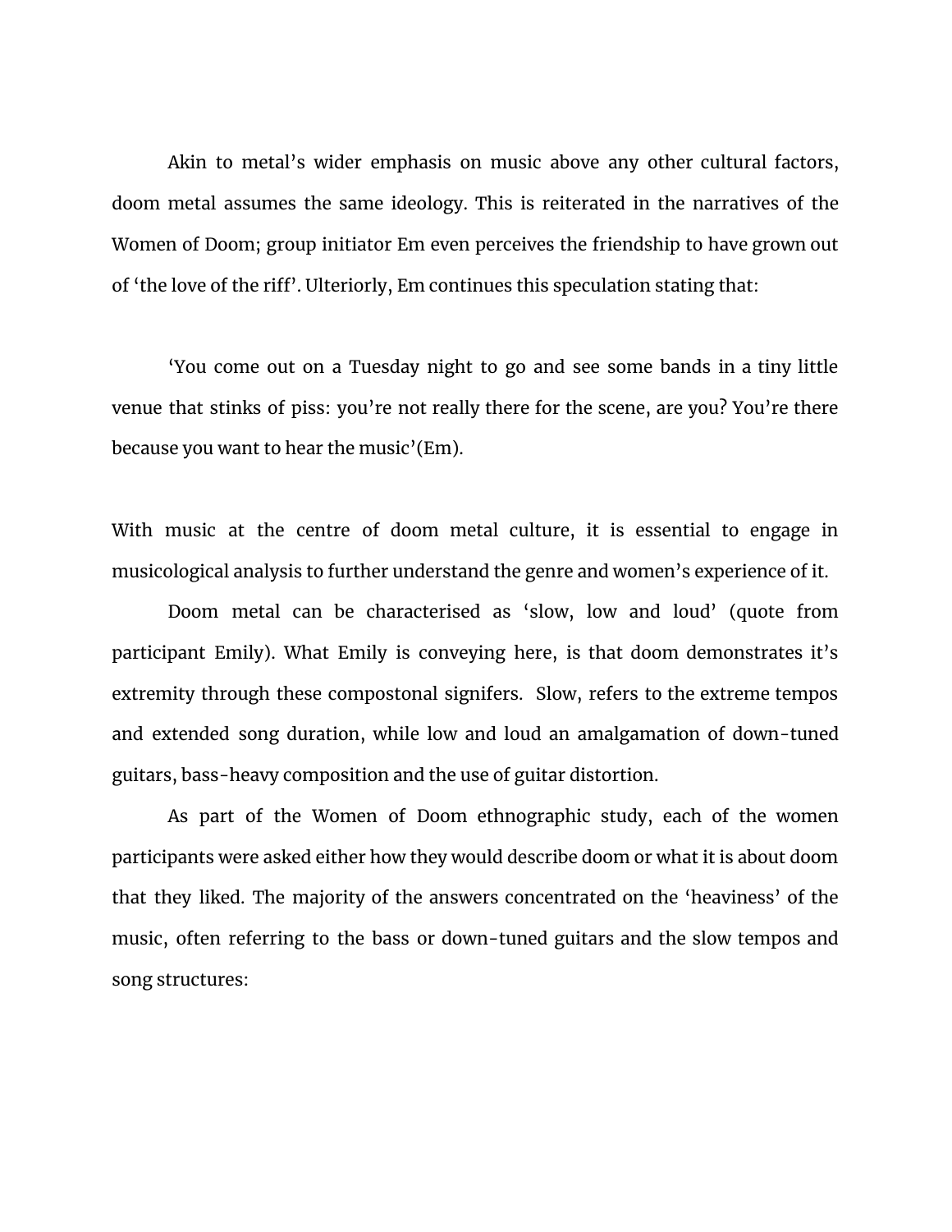Akin to metal's wider emphasis on music above any other cultural factors, doom metal assumes the same ideology. This is reiterated in the narratives of the Women of Doom; group initiator Em even perceives the friendship to have grown out of 'the love of the riff'. Ulteriorly, Em continues this speculation stating that:

> 'You come out on a Tuesday night to go and see some bands in a tiny little venue that stinks of piss: you're not really there for the scene, are you? You're there because you want to hear the music'(Em).

With music at the centre of doom metal culture, it is essential to engage in musicological analysis to further understand the genre and women's experience of it.

Doom metal can be characterised as 'slow, low and loud' (quote from participant Emily). What Emily is conveying here, is that doom demonstrates it's extremity through these compostonal signifers. Slow, refers to the extreme tempos and extended song duration, while low and loud an amalgamation of down-tuned guitars, bass-heavy composition and the use of guitar distortion.

As part of the Women of Doom ethnographic study, each of the women participants were asked either how they would describe doom or what it is about doom that they liked. The majority of the answers concentrated on the 'heaviness' of the music, often referring to the bass or down-tuned guitars and the slow tempos and song structures: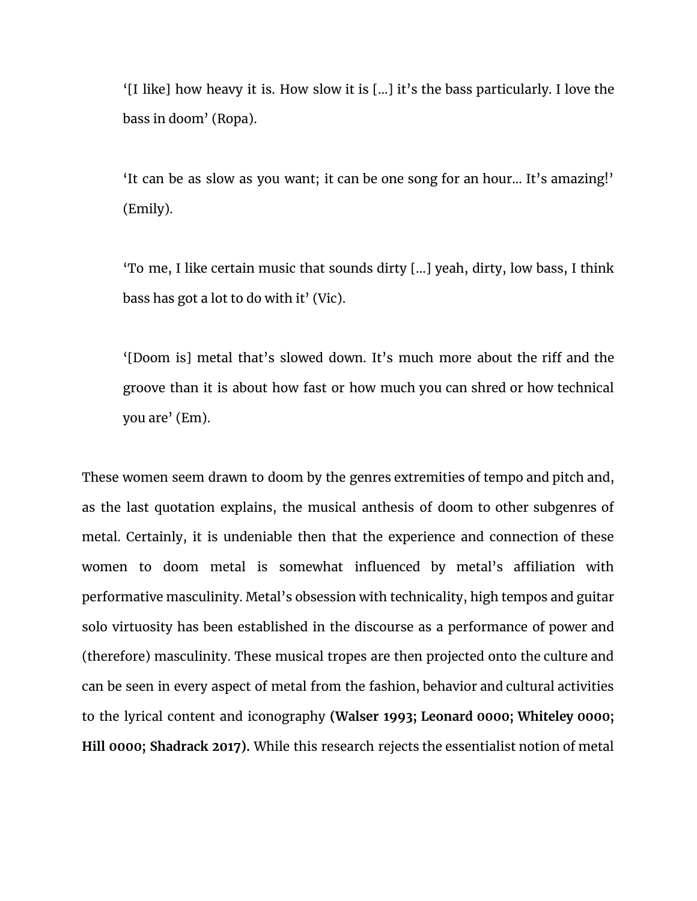> '[I like] how heavy it is. How slow it is [...] it's the bass particularly. I love the bass in doom' (Ropa).
>
> 'It can be as slow as you want; it can be one song for an hour... It's amazing!' (Emily).
>
> 'To me, I like certain music that sounds dirty [...] yeah, dirty, low bass, I think bass has got a lot to do with it' (Vic).
>
> '[Doom is] metal that's slowed down. It's much more about the riff and the groove than it is about how fast or how much you can shred or how technical you are' (Em).

These women seem drawn to doom by the genres extremities of tempo and pitch and, as the last quotation explains, the musical anthesis of doom to other subgenres of metal. Certainly, it is undeniable then that the experience and connection of these women to doom metal is somewhat influenced by metal's affiliation with performative masculinity. Metal's obsession with technicality, high tempos and guitar solo virtuosity has been established in the discourse as a performance of power and (therefore) masculinity. These musical tropes are then projected onto the culture and can be seen in every aspect of metal from the fashion, behavior and cultural activities to the lyrical content and iconography **(Walser 1993; Leonard 0000; Whiteley 0000; Hill 0000; Shadrack 2017).** While this research rejects the essentialist notion of metal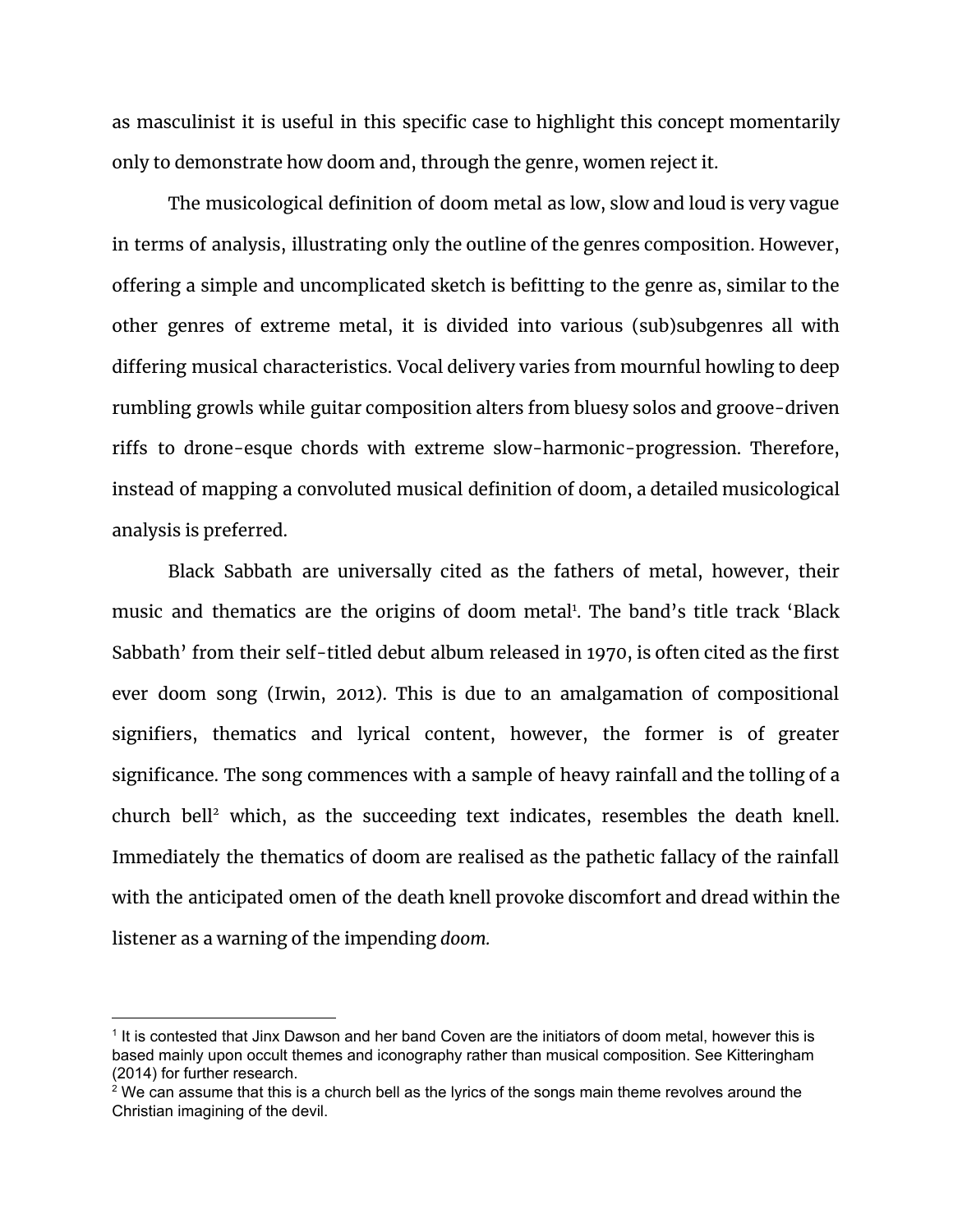as masculinist it is useful in this specific case to highlight this concept momentarily only to demonstrate how doom and, through the genre, women reject it.

The musicological definition of doom metal as low, slow and loud is very vague in terms of analysis, illustrating only the outline of the genres composition. However, offering a simple and uncomplicated sketch is befitting to the genre as, similar to the other genres of extreme metal, it is divided into various (sub)subgenres all with differing musical characteristics. Vocal delivery varies from mournful howling to deep rumbling growls while guitar composition alters from bluesy solos and groove-driven riffs to drone-esque chords with extreme slow-harmonic-progression. Therefore, instead of mapping a convoluted musical definition of doom, a detailed musicological analysis is preferred.

Black Sabbath are universally cited as the fathers of metal, however, their music and thematics are the origins of doom metal[1]. The band's title track 'Black Sabbath' from their self-titled debut album released in 1970, is often cited as the first ever doom song (Irwin, 2012). This is due to an amalgamation of compositional signifiers, thematics and lyrical content, however, the former is of greater significance. The song commences with a sample of heavy rainfall and the tolling of a church bell[2] which, as the succeeding text indicates, resembles the death knell. Immediately the thematics of doom are realised as the pathetic fallacy of the rainfall with the anticipated omen of the death knell provoke discomfort and dread within the listener as a warning of the impending *doom.*

---

[1] It is contested that Jinx Dawson and her band Coven are the initiators of doom metal, however this is based mainly upon occult themes and iconography rather than musical composition. See Kitteringham (2014) for further research.

[2] We can assume that this is a church bell as the lyrics of the songs main theme revolves around the Christian imagining of the devil.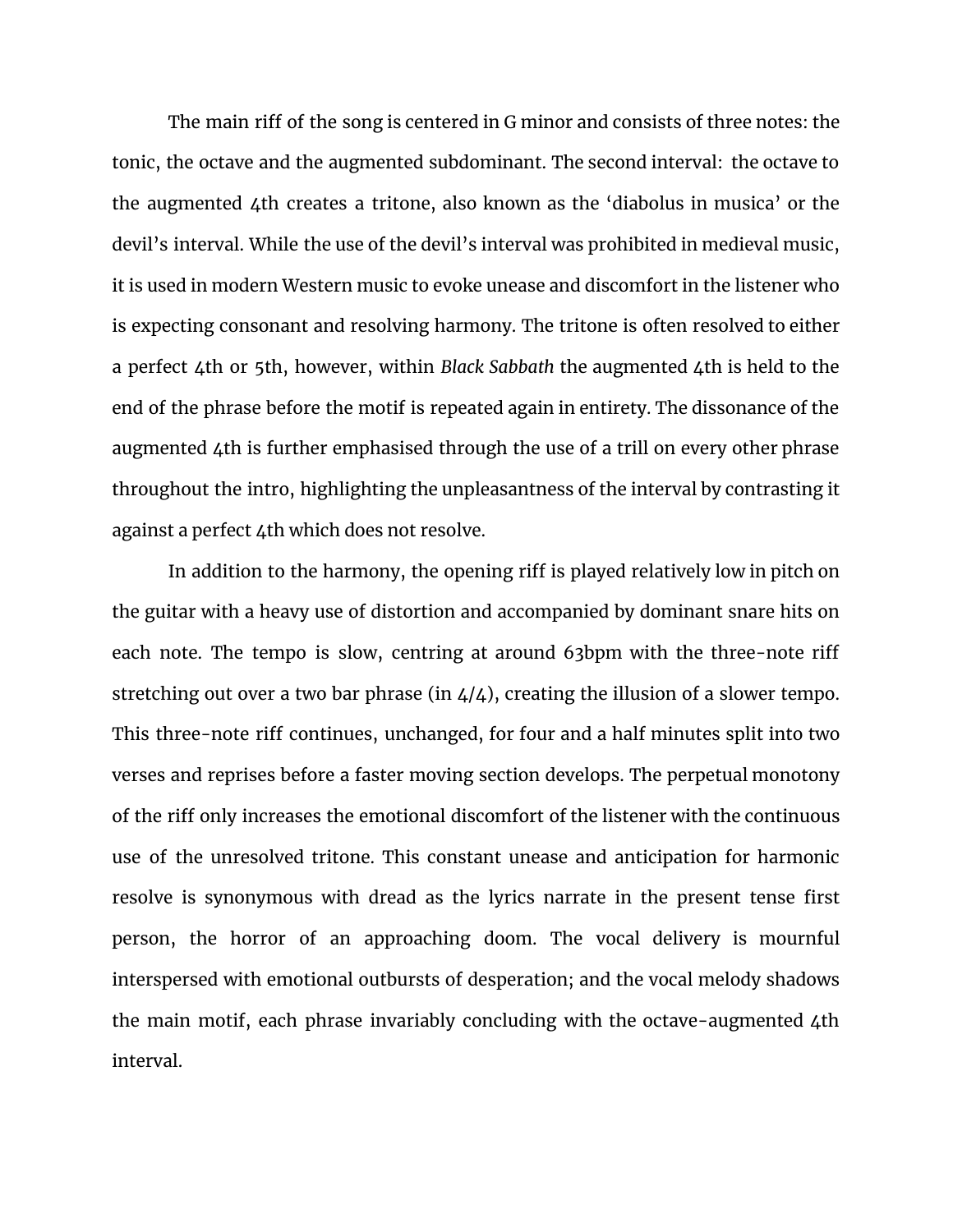The main riff of the song is centered in G minor and consists of three notes: the tonic, the octave and the augmented subdominant. The second interval: the octave to the augmented 4th creates a tritone, also known as the 'diabolus in musica' or the devil's interval. While the use of the devil's interval was prohibited in medieval music, it is used in modern Western music to evoke unease and discomfort in the listener who is expecting consonant and resolving harmony. The tritone is often resolved to either a perfect 4th or 5th, however, within *Black Sabbath* the augmented 4th is held to the end of the phrase before the motif is repeated again in entirety. The dissonance of the augmented 4th is further emphasised through the use of a trill on every other phrase throughout the intro, highlighting the unpleasantness of the interval by contrasting it against a perfect 4th which does not resolve.

In addition to the harmony, the opening riff is played relatively low in pitch on the guitar with a heavy use of distortion and accompanied by dominant snare hits on each note. The tempo is slow, centring at around 63bpm with the three-note riff stretching out over a two bar phrase (in 4/4), creating the illusion of a slower tempo. This three-note riff continues, unchanged, for four and a half minutes split into two verses and reprises before a faster moving section develops. The perpetual monotony of the riff only increases the emotional discomfort of the listener with the continuous use of the unresolved tritone. This constant unease and anticipation for harmonic resolve is synonymous with dread as the lyrics narrate in the present tense first person, the horror of an approaching doom. The vocal delivery is mournful interspersed with emotional outbursts of desperation; and the vocal melody shadows the main motif, each phrase invariably concluding with the octave-augmented 4th interval.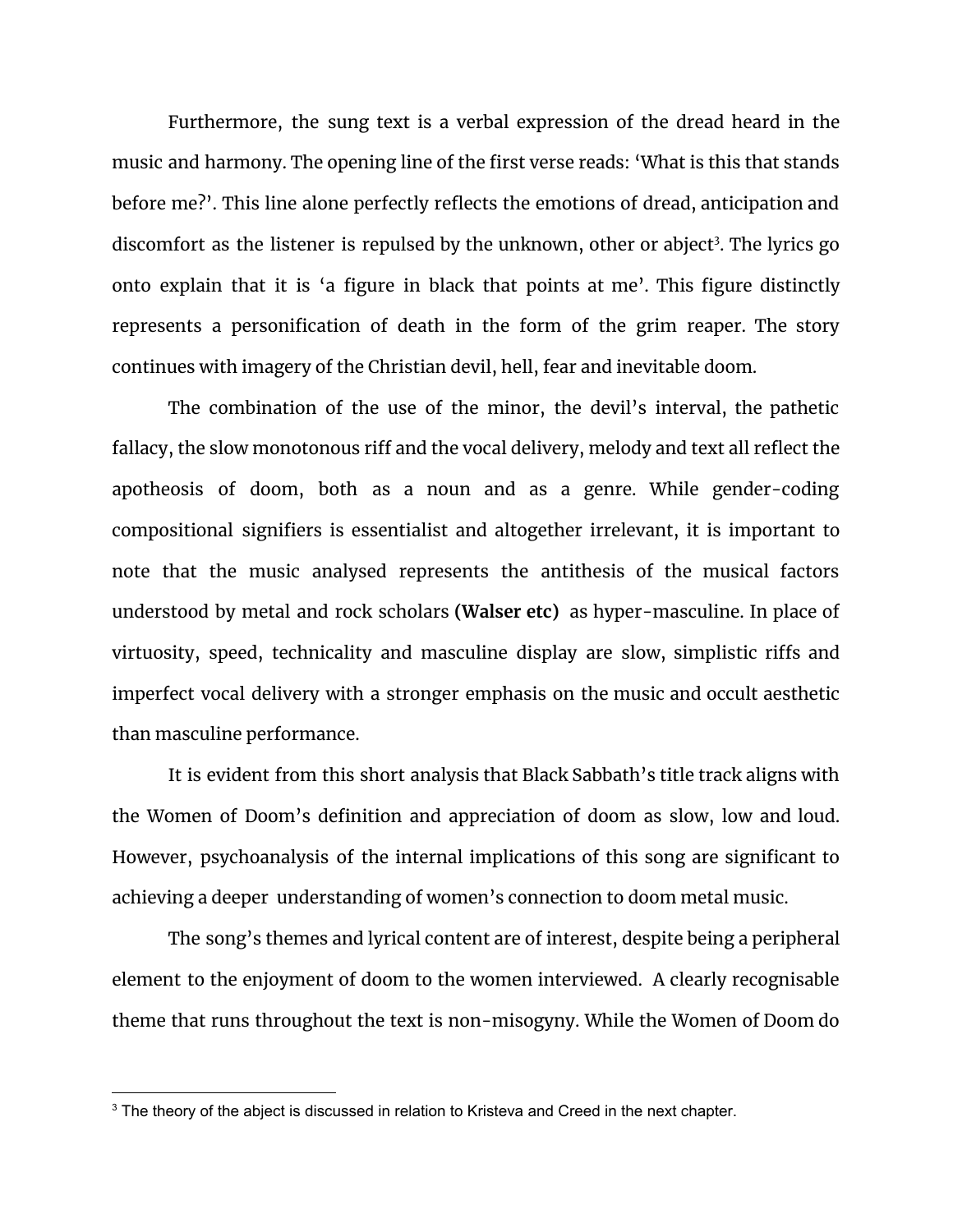Furthermore, the sung text is a verbal expression of the dread heard in the music and harmony. The opening line of the first verse reads: 'What is this that stands before me?'. This line alone perfectly reflects the emotions of dread, anticipation and discomfort as the listener is repulsed by the unknown, other or abject[3]. The lyrics go onto explain that it is 'a figure in black that points at me'. This figure distinctly represents a personification of death in the form of the grim reaper. The story continues with imagery of the Christian devil, hell, fear and inevitable doom.

The combination of the use of the minor, the devil's interval, the pathetic fallacy, the slow monotonous riff and the vocal delivery, melody and text all reflect the apotheosis of doom, both as a noun and as a genre. While gender-coding compositional signifiers is essentialist and altogether irrelevant, it is important to note that the music analysed represents the antithesis of the musical factors understood by metal and rock scholars **(Walser etc)** as hyper-masculine. In place of virtuosity, speed, technicality and masculine display are slow, simplistic riffs and imperfect vocal delivery with a stronger emphasis on the music and occult aesthetic than masculine performance.

It is evident from this short analysis that Black Sabbath's title track aligns with the Women of Doom's definition and appreciation of doom as slow, low and loud. However, psychoanalysis of the internal implications of this song are significant to achieving a deeper understanding of women's connection to doom metal music.

The song's themes and lyrical content are of interest, despite being a peripheral element to the enjoyment of doom to the women interviewed. A clearly recognisable theme that runs throughout the text is non-misogyny. While the Women of Doom do

[3] The theory of the abject is discussed in relation to Kristeva and Creed in the next chapter.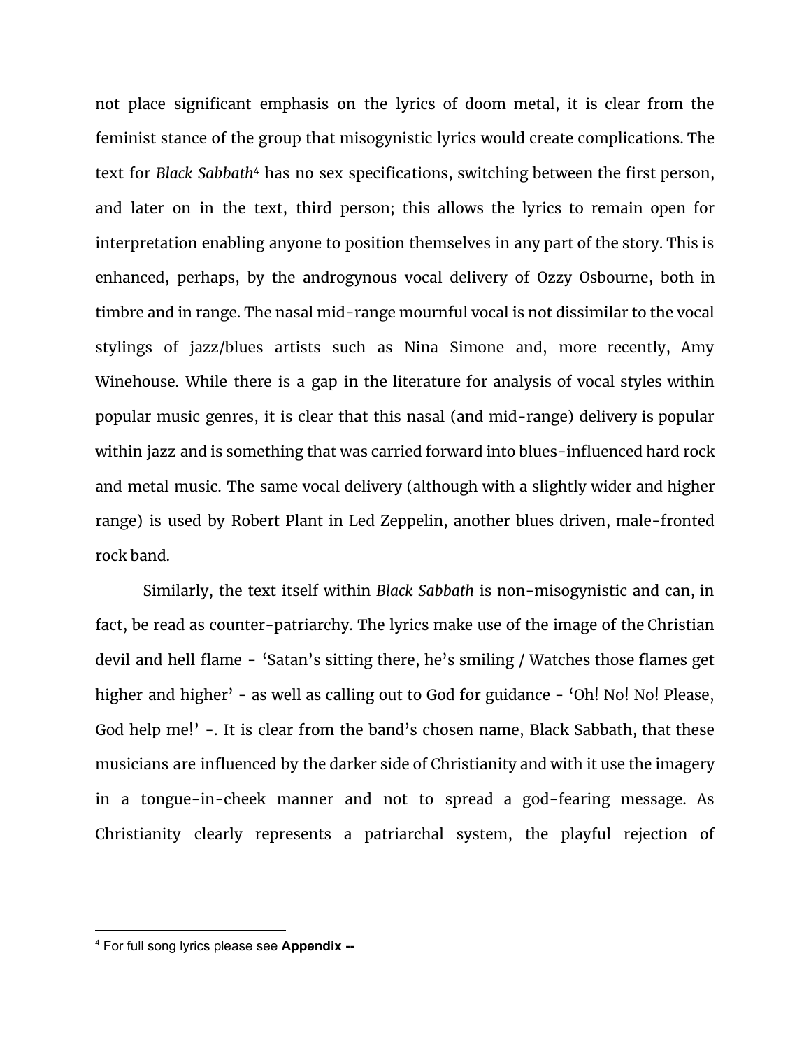not place significant emphasis on the lyrics of doom metal, it is clear from the feminist stance of the group that misogynistic lyrics would create complications. The text for *Black Sabbath*[4] has no sex specifications, switching between the first person, and later on in the text, third person; this allows the lyrics to remain open for interpretation enabling anyone to position themselves in any part of the story. This is enhanced, perhaps, by the androgynous vocal delivery of Ozzy Osbourne, both in timbre and in range. The nasal mid-range mournful vocal is not dissimilar to the vocal stylings of jazz/blues artists such as Nina Simone and, more recently, Amy Winehouse. While there is a gap in the literature for analysis of vocal styles within popular music genres, it is clear that this nasal (and mid-range) delivery is popular within jazz and is something that was carried forward into blues-influenced hard rock and metal music. The same vocal delivery (although with a slightly wider and higher range) is used by Robert Plant in Led Zeppelin, another blues driven, male-fronted rock band.

Similarly, the text itself within *Black Sabbath* is non-misogynistic and can, in fact, be read as counter-patriarchy. The lyrics make use of the image of the Christian devil and hell flame - 'Satan's sitting there, he's smiling / Watches those flames get higher and higher' - as well as calling out to God for guidance - 'Oh! No! No! Please, God help me!' -. It is clear from the band's chosen name, Black Sabbath, that these musicians are influenced by the darker side of Christianity and with it use the imagery in a tongue-in-cheek manner and not to spread a god-fearing message. As Christianity clearly represents a patriarchal system, the playful rejection of

[4] For full song lyrics please see **Appendix --**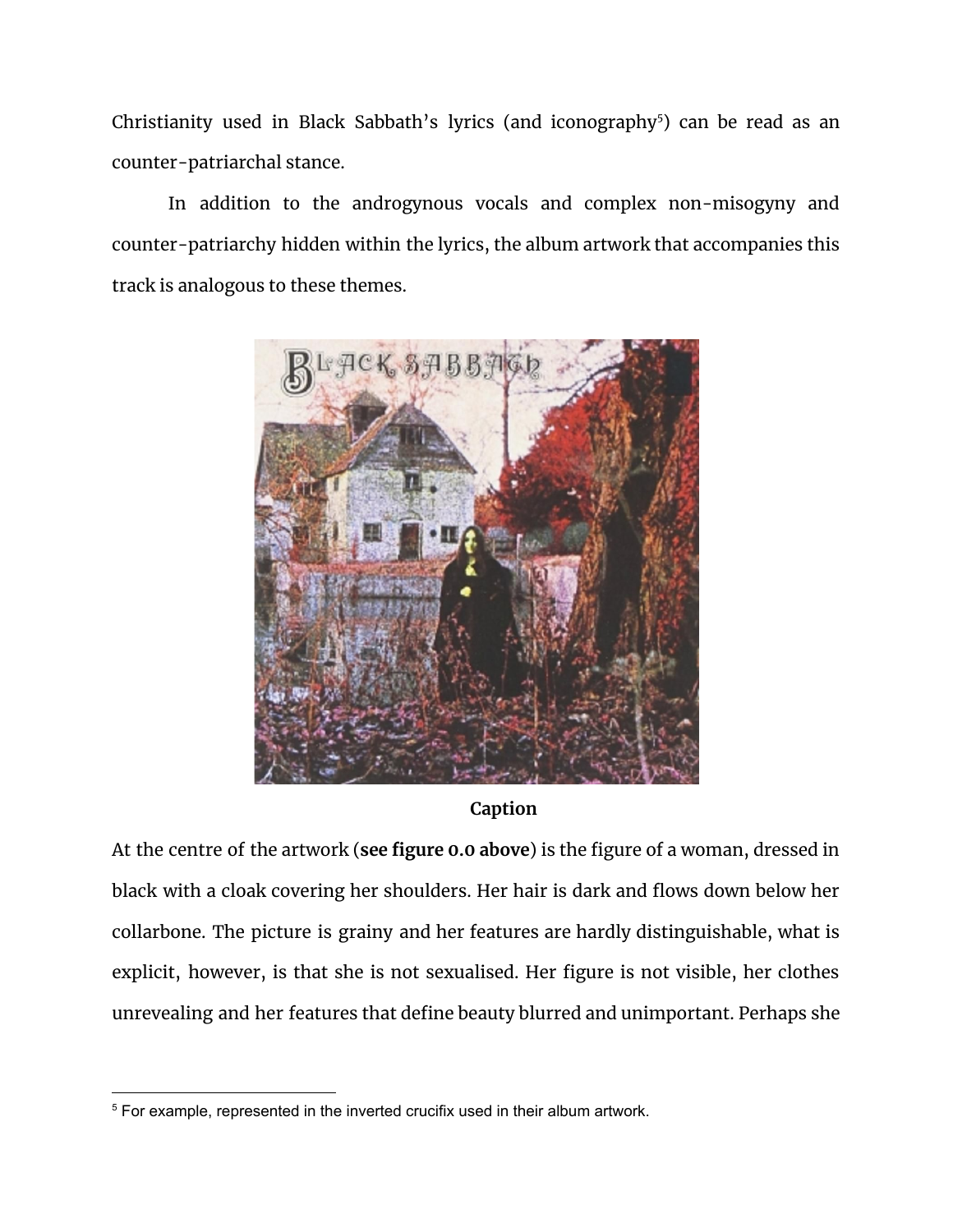Christianity used in Black Sabbath's lyrics (and iconography[5]) can be read as an counter-patriarchal stance.

In addition to the androgynous vocals and complex non-misogyny and counter-patriarchy hidden within the lyrics, the album artwork that accompanies this track is analogous to these themes.

**Caption**

At the centre of the artwork (**see figure 0.0 above**) is the figure of a woman, dressed in black with a cloak covering her shoulders. Her hair is dark and flows down below her collarbone. The picture is grainy and her features are hardly distinguishable, what is explicit, however, is that she is not sexualised. Her figure is not visible, her clothes unrevealing and her features that define beauty blurred and unimportant. Perhaps she

[5] For example, represented in the inverted crucifix used in their album artwork.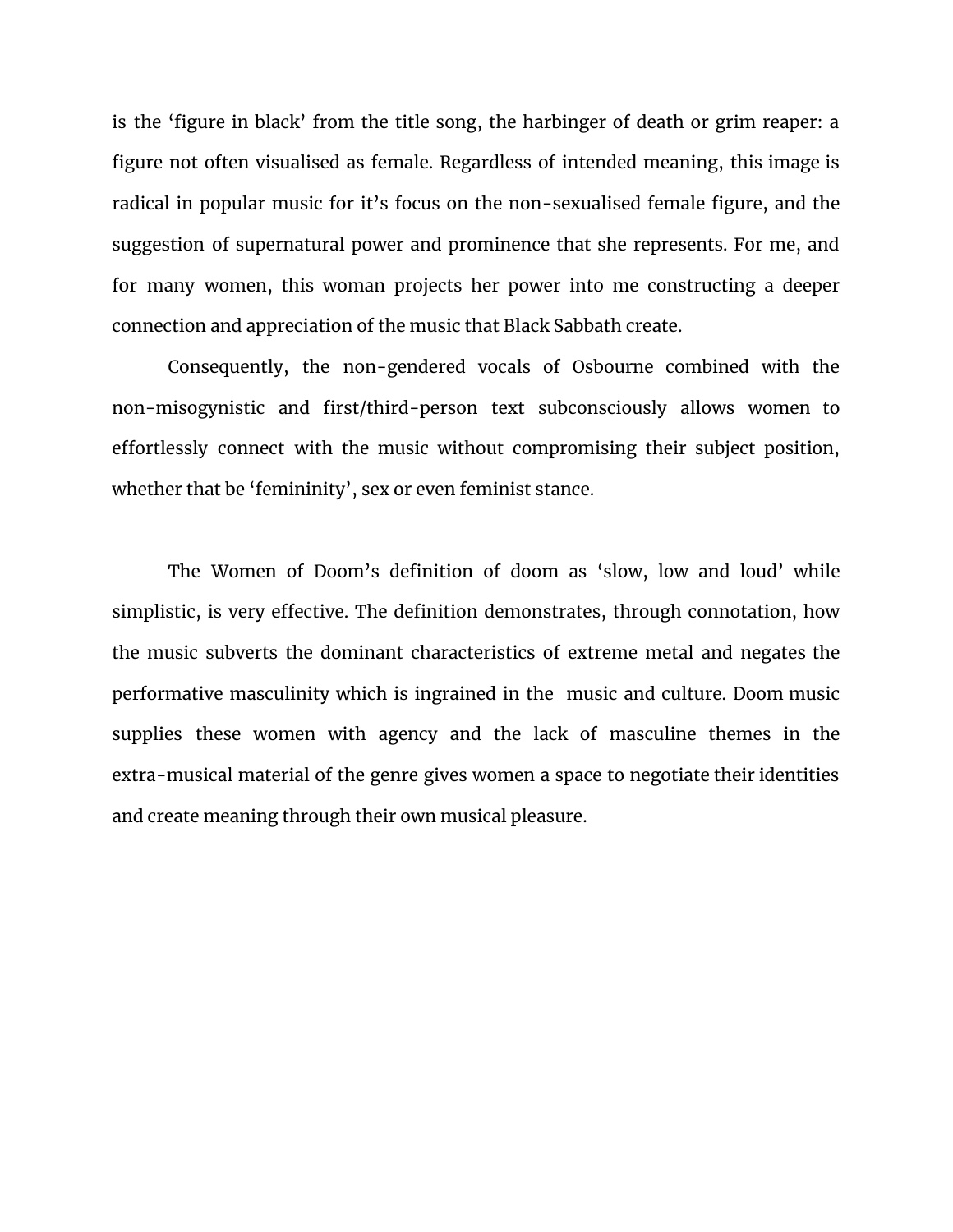is the 'figure in black' from the title song, the harbinger of death or grim reaper: a figure not often visualised as female. Regardless of intended meaning, this image is radical in popular music for it's focus on the non-sexualised female figure, and the suggestion of supernatural power and prominence that she represents. For me, and for many women, this woman projects her power into me constructing a deeper connection and appreciation of the music that Black Sabbath create.

Consequently, the non-gendered vocals of Osbourne combined with the non-misogynistic and first/third-person text subconsciously allows women to effortlessly connect with the music without compromising their subject position, whether that be 'femininity', sex or even feminist stance.

The Women of Doom's definition of doom as 'slow, low and loud' while simplistic, is very effective. The definition demonstrates, through connotation, how the music subverts the dominant characteristics of extreme metal and negates the performative masculinity which is ingrained in the music and culture. Doom music supplies these women with agency and the lack of masculine themes in the extra-musical material of the genre gives women a space to negotiate their identities and create meaning through their own musical pleasure.